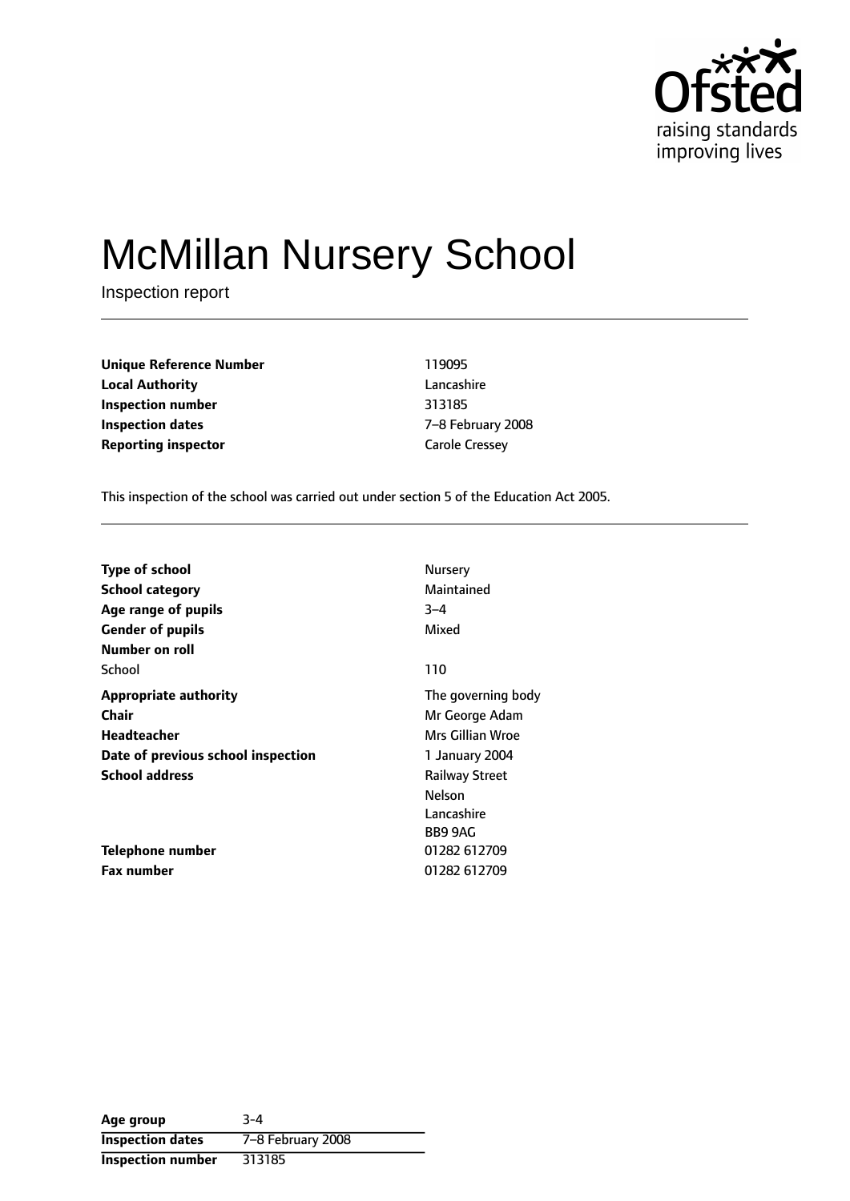# McMillan Nursery School

Inspection report

| | |
|---|---|
| **Unique Reference Number** | 119095 |
| **Local Authority** | Lancashire |
| **Inspection number** | 313185 |
| **Inspection dates** | 7–8 February 2008 |
| **Reporting inspector** | Carole Cressey |

This inspection of the school was carried out under section 5 of the Education Act 2005.

| | |
|---|---|
| **Type of school** | Nursery |
| **School category** | Maintained |
| **Age range of pupils** | 3–4 |
| **Gender of pupils** | Mixed |
| **Number on roll** | |
| School | 110 |
| **Appropriate authority** | The governing body |
| **Chair** | Mr George Adam |
| **Headteacher** | Mrs Gillian Wroe |
| **Date of previous school inspection** | 1 January 2004 |
| **School address** | Railway Street<br>Nelson<br>Lancashire<br>BB9 9AG |
| **Telephone number** | 01282 612709 |
| **Fax number** | 01282 612709 |

| | |
|---|---|
| **Age group** | 3-4 |
| **Inspection dates** | 7–8 February 2008 |
| **Inspection number** | 313185 |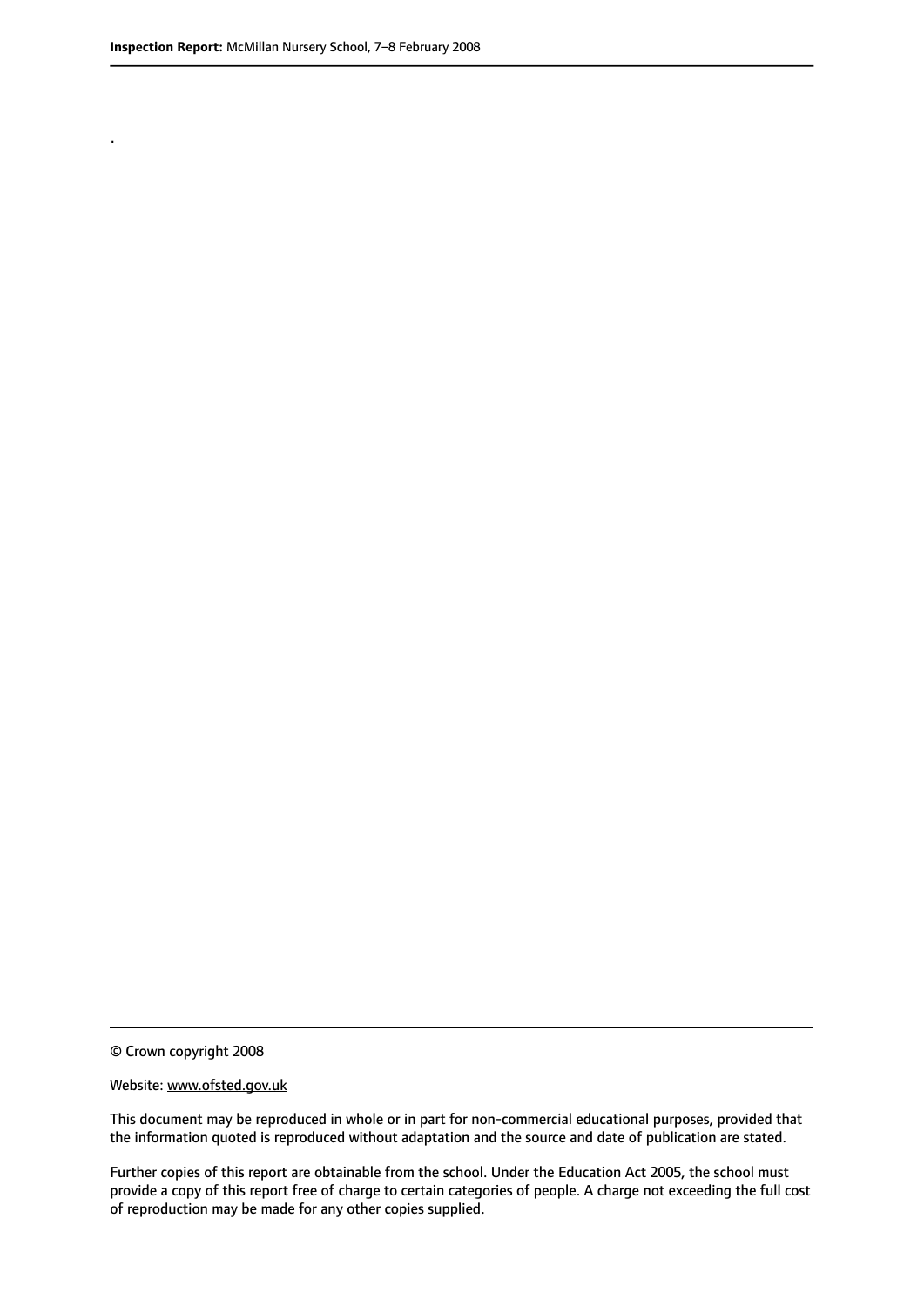.

© Crown copyright 2008

Website: www.ofsted.gov.uk

This document may be reproduced in whole or in part for non-commercial educational purposes, provided that the information quoted is reproduced without adaptation and the source and date of publication are stated.

Further copies of this report are obtainable from the school. Under the Education Act 2005, the school must provide a copy of this report free of charge to certain categories of people. A charge not exceeding the full cost of reproduction may be made for any other copies supplied.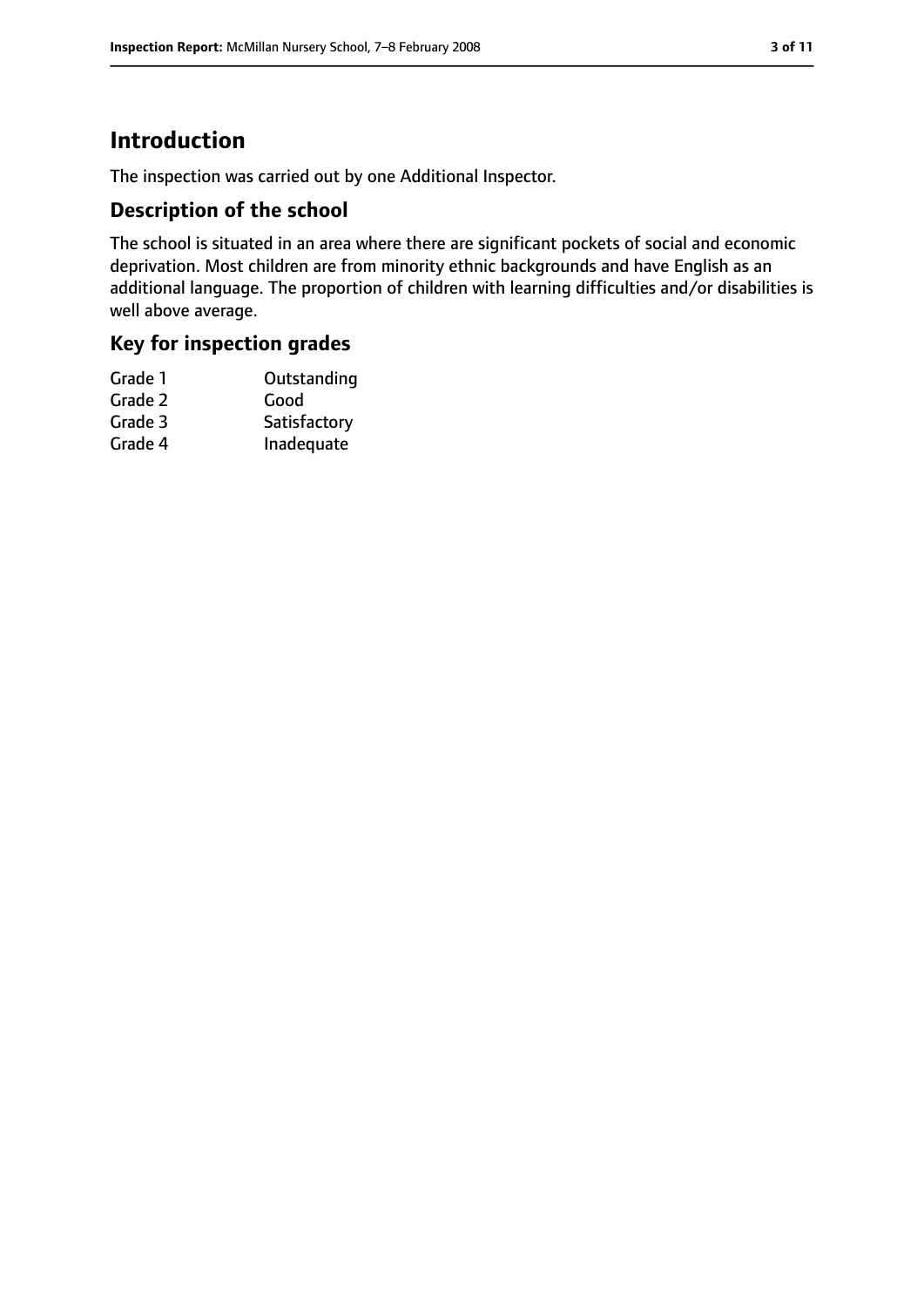# Introduction

The inspection was carried out by one Additional Inspector.

## Description of the school

The school is situated in an area where there are significant pockets of social and economic deprivation. Most children are from minority ethnic backgrounds and have English as an additional language. The proportion of children with learning difficulties and/or disabilities is well above average.

## Key for inspection grades

| | |
|---|---|
| Grade 1 | Outstanding |
| Grade 2 | Good |
| Grade 3 | Satisfactory |
| Grade 4 | Inadequate |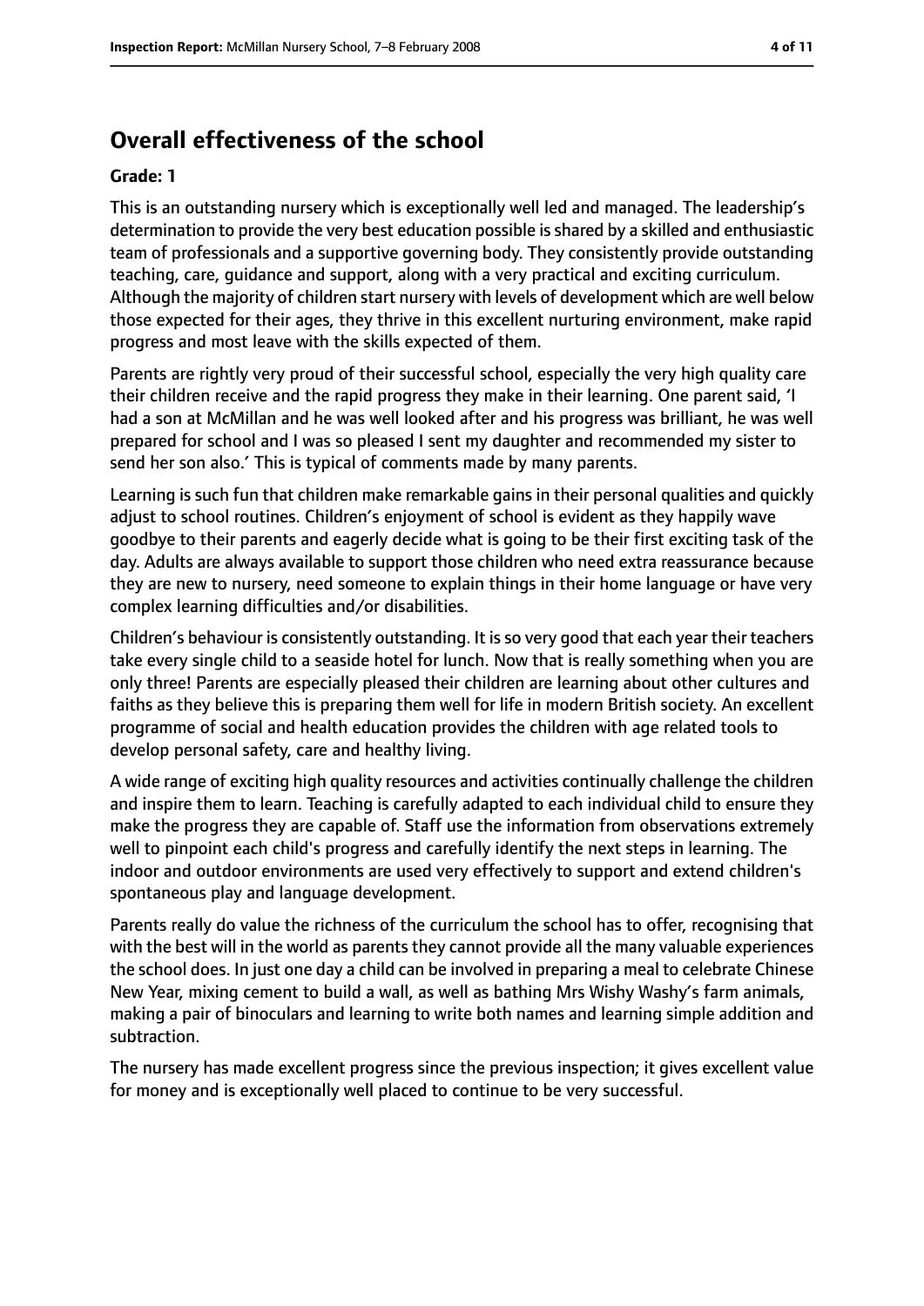## Overall effectiveness of the school

**Grade: 1**

This is an outstanding nursery which is exceptionally well led and managed. The leadership's determination to provide the very best education possible is shared by a skilled and enthusiastic team of professionals and a supportive governing body. They consistently provide outstanding teaching, care, guidance and support, along with a very practical and exciting curriculum. Although the majority of children start nursery with levels of development which are well below those expected for their ages, they thrive in this excellent nurturing environment, make rapid progress and most leave with the skills expected of them.

Parents are rightly very proud of their successful school, especially the very high quality care their children receive and the rapid progress they make in their learning. One parent said, 'I had a son at McMillan and he was well looked after and his progress was brilliant, he was well prepared for school and I was so pleased I sent my daughter and recommended my sister to send her son also.' This is typical of comments made by many parents.

Learning is such fun that children make remarkable gains in their personal qualities and quickly adjust to school routines. Children's enjoyment of school is evident as they happily wave goodbye to their parents and eagerly decide what is going to be their first exciting task of the day. Adults are always available to support those children who need extra reassurance because they are new to nursery, need someone to explain things in their home language or have very complex learning difficulties and/or disabilities.

Children's behaviour is consistently outstanding. It is so very good that each year their teachers take every single child to a seaside hotel for lunch. Now that is really something when you are only three! Parents are especially pleased their children are learning about other cultures and faiths as they believe this is preparing them well for life in modern British society. An excellent programme of social and health education provides the children with age related tools to develop personal safety, care and healthy living.

A wide range of exciting high quality resources and activities continually challenge the children and inspire them to learn. Teaching is carefully adapted to each individual child to ensure they make the progress they are capable of. Staff use the information from observations extremely well to pinpoint each child's progress and carefully identify the next steps in learning. The indoor and outdoor environments are used very effectively to support and extend children's spontaneous play and language development.

Parents really do value the richness of the curriculum the school has to offer, recognising that with the best will in the world as parents they cannot provide all the many valuable experiences the school does. In just one day a child can be involved in preparing a meal to celebrate Chinese New Year, mixing cement to build a wall, as well as bathing Mrs Wishy Washy's farm animals, making a pair of binoculars and learning to write both names and learning simple addition and subtraction.

The nursery has made excellent progress since the previous inspection; it gives excellent value for money and is exceptionally well placed to continue to be very successful.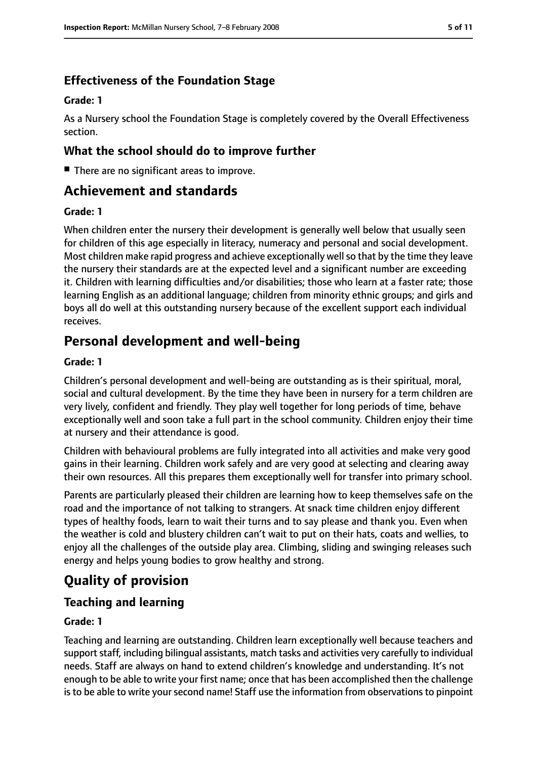### Effectiveness of the Foundation Stage

**Grade: 1**

As a Nursery school the Foundation Stage is completely covered by the Overall Effectiveness section.

### What the school should do to improve further

- There are no significant areas to improve.

## Achievement and standards

**Grade: 1**

When children enter the nursery their development is generally well below that usually seen for children of this age especially in literacy, numeracy and personal and social development. Most children make rapid progress and achieve exceptionally well so that by the time they leave the nursery their standards are at the expected level and a significant number are exceeding it. Children with learning difficulties and/or disabilities; those who learn at a faster rate; those learning English as an additional language; children from minority ethnic groups; and girls and boys all do well at this outstanding nursery because of the excellent support each individual receives.

## Personal development and well-being

**Grade: 1**

Children's personal development and well-being are outstanding as is their spiritual, moral, social and cultural development. By the time they have been in nursery for a term children are very lively, confident and friendly. They play well together for long periods of time, behave exceptionally well and soon take a full part in the school community. Children enjoy their time at nursery and their attendance is good.

Children with behavioural problems are fully integrated into all activities and make very good gains in their learning. Children work safely and are very good at selecting and clearing away their own resources. All this prepares them exceptionally well for transfer into primary school.

Parents are particularly pleased their children are learning how to keep themselves safe on the road and the importance of not talking to strangers. At snack time children enjoy different types of healthy foods, learn to wait their turns and to say please and thank you. Even when the weather is cold and blustery children can't wait to put on their hats, coats and wellies, to enjoy all the challenges of the outside play area. Climbing, sliding and swinging releases such energy and helps young bodies to grow healthy and strong.

# Quality of provision

## Teaching and learning

**Grade: 1**

Teaching and learning are outstanding. Children learn exceptionally well because teachers and support staff, including bilingual assistants, match tasks and activities very carefully to individual needs. Staff are always on hand to extend children's knowledge and understanding. It's not enough to be able to write your first name; once that has been accomplished then the challenge is to be able to write your second name! Staff use the information from observations to pinpoint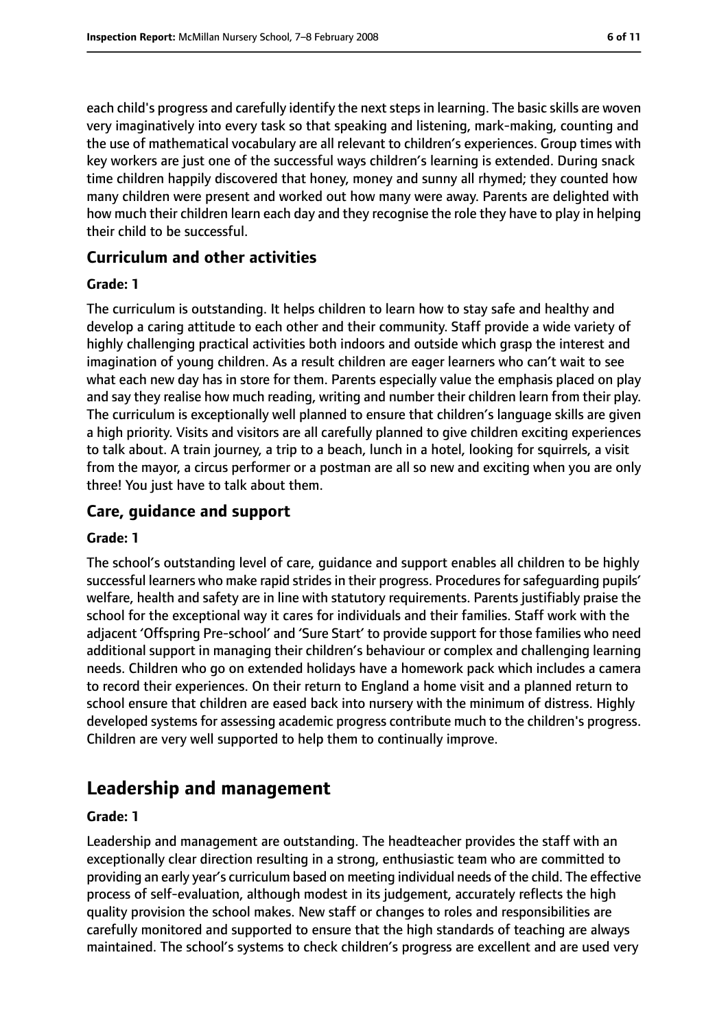each child's progress and carefully identify the next steps in learning. The basic skills are woven very imaginatively into every task so that speaking and listening, mark-making, counting and the use of mathematical vocabulary are all relevant to children's experiences. Group times with key workers are just one of the successful ways children's learning is extended. During snack time children happily discovered that honey, money and sunny all rhymed; they counted how many children were present and worked out how many were away. Parents are delighted with how much their children learn each day and they recognise the role they have to play in helping their child to be successful.

### Curriculum and other activities

#### Grade: 1

The curriculum is outstanding. It helps children to learn how to stay safe and healthy and develop a caring attitude to each other and their community. Staff provide a wide variety of highly challenging practical activities both indoors and outside which grasp the interest and imagination of young children. As a result children are eager learners who can't wait to see what each new day has in store for them. Parents especially value the emphasis placed on play and say they realise how much reading, writing and number their children learn from their play. The curriculum is exceptionally well planned to ensure that children's language skills are given a high priority. Visits and visitors are all carefully planned to give children exciting experiences to talk about. A train journey, a trip to a beach, lunch in a hotel, looking for squirrels, a visit from the mayor, a circus performer or a postman are all so new and exciting when you are only three! You just have to talk about them.

### Care, guidance and support

#### Grade: 1

The school's outstanding level of care, guidance and support enables all children to be highly successful learners who make rapid strides in their progress. Procedures for safeguarding pupils' welfare, health and safety are in line with statutory requirements. Parents justifiably praise the school for the exceptional way it cares for individuals and their families. Staff work with the adjacent 'Offspring Pre-school' and 'Sure Start' to provide support for those families who need additional support in managing their children's behaviour or complex and challenging learning needs. Children who go on extended holidays have a homework pack which includes a camera to record their experiences. On their return to England a home visit and a planned return to school ensure that children are eased back into nursery with the minimum of distress. Highly developed systems for assessing academic progress contribute much to the children's progress. Children are very well supported to help them to continually improve.

## Leadership and management

#### Grade: 1

Leadership and management are outstanding. The headteacher provides the staff with an exceptionally clear direction resulting in a strong, enthusiastic team who are committed to providing an early year's curriculum based on meeting individual needs of the child. The effective process of self-evaluation, although modest in its judgement, accurately reflects the high quality provision the school makes. New staff or changes to roles and responsibilities are carefully monitored and supported to ensure that the high standards of teaching are always maintained. The school's systems to check children's progress are excellent and are used very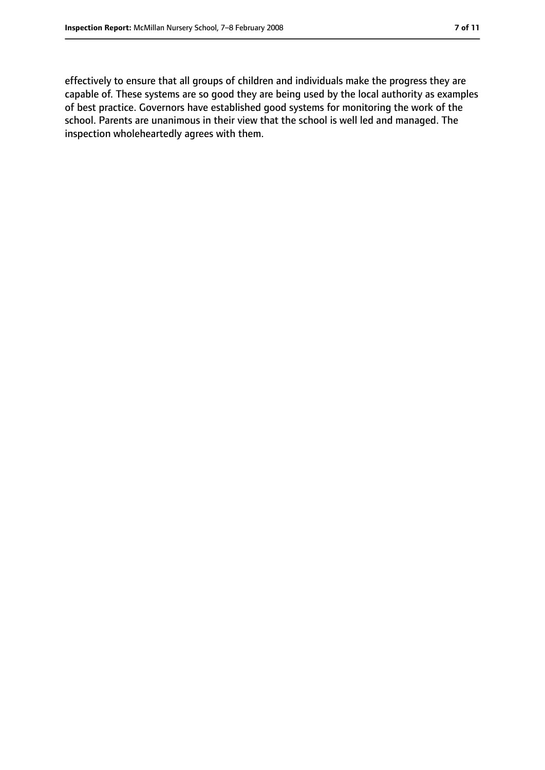effectively to ensure that all groups of children and individuals make the progress they are capable of. These systems are so good they are being used by the local authority as examples of best practice. Governors have established good systems for monitoring the work of the school. Parents are unanimous in their view that the school is well led and managed. The inspection wholeheartedly agrees with them.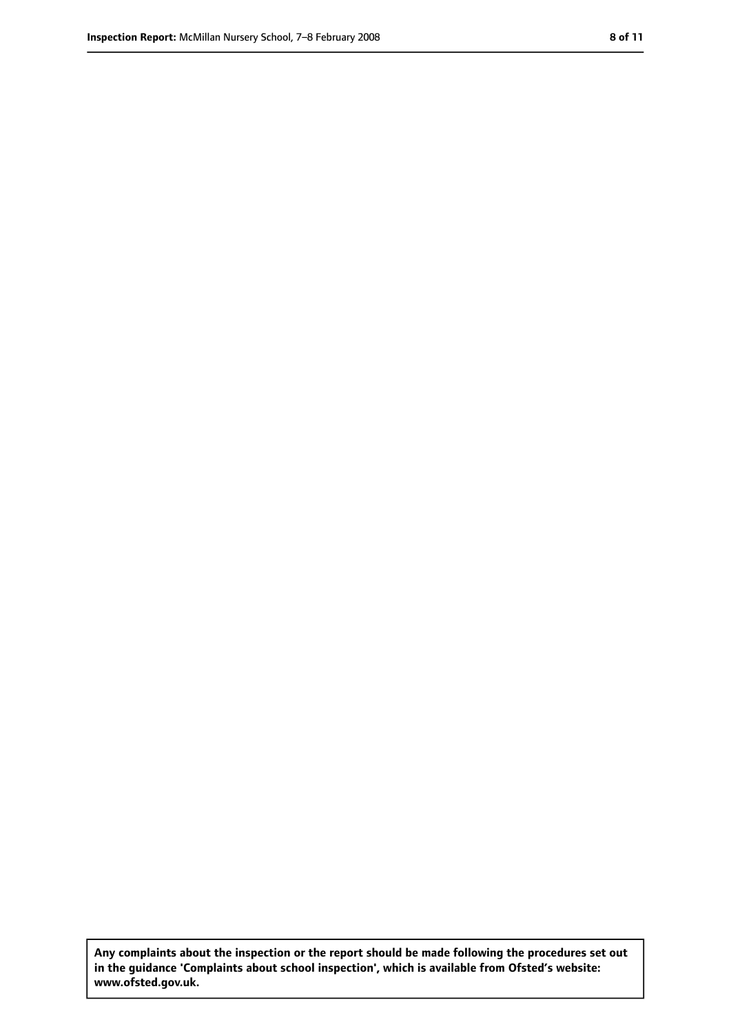**Any complaints about the inspection or the report should be made following the procedures set out in the guidance 'Complaints about school inspection', which is available from Ofsted's website: www.ofsted.gov.uk.**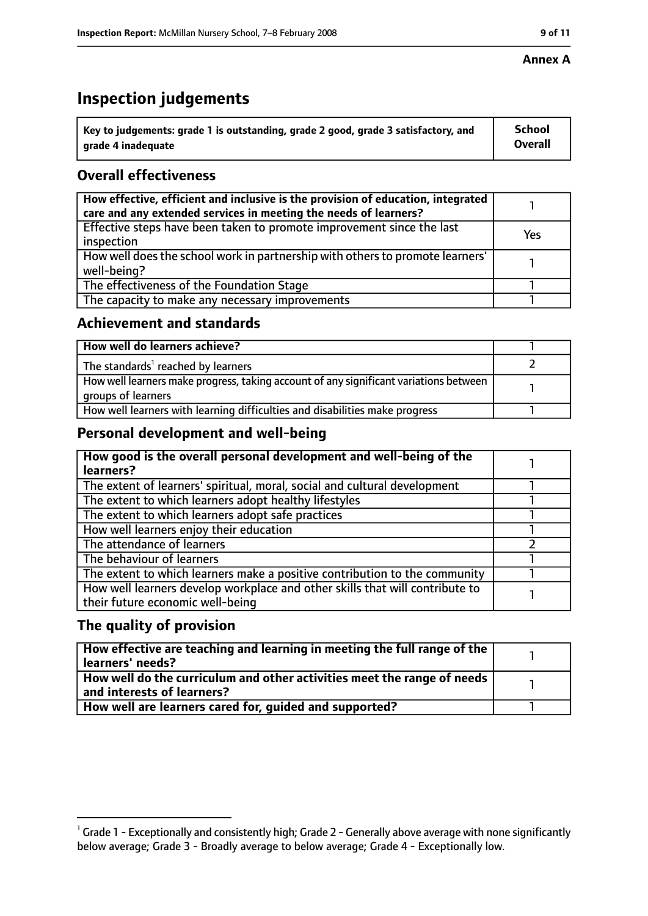**Annex A**

# Inspection judgements

| Key to judgements: grade 1 is outstanding, grade 2 good, grade 3 satisfactory, and grade 4 inadequate | School Overall |
|---|---|

## Overall effectiveness

| | |
|---|---|
| How effective, efficient and inclusive is the provision of education, integrated care and any extended services in meeting the needs of learners? | 1 |
| Effective steps have been taken to promote improvement since the last inspection | Yes |
| How well does the school work in partnership with others to promote learners' well-being? | 1 |
| The effectiveness of the Foundation Stage | 1 |
| The capacity to make any necessary improvements | 1 |

## Achievement and standards

| | |
|---|---|
| How well do learners achieve? | 1 |
| The standards[1] reached by learners | 2 |
| How well learners make progress, taking account of any significant variations between groups of learners | 1 |
| How well learners with learning difficulties and disabilities make progress | 1 |

## Personal development and well-being

| | |
|---|---|
| How good is the overall personal development and well-being of the learners? | 1 |
| The extent of learners' spiritual, moral, social and cultural development | 1 |
| The extent to which learners adopt healthy lifestyles | 1 |
| The extent to which learners adopt safe practices | 1 |
| How well learners enjoy their education | 1 |
| The attendance of learners | 2 |
| The behaviour of learners | 1 |
| The extent to which learners make a positive contribution to the community | 1 |
| How well learners develop workplace and other skills that will contribute to their future economic well-being | 1 |

## The quality of provision

| | |
|---|---|
| How effective are teaching and learning in meeting the full range of the learners' needs? | 1 |
| How well do the curriculum and other activities meet the range of needs and interests of learners? | 1 |
| How well are learners cared for, guided and supported? | 1 |

[1] Grade 1 - Exceptionally and consistently high; Grade 2 - Generally above average with none significantly below average; Grade 3 - Broadly average to below average; Grade 4 - Exceptionally low.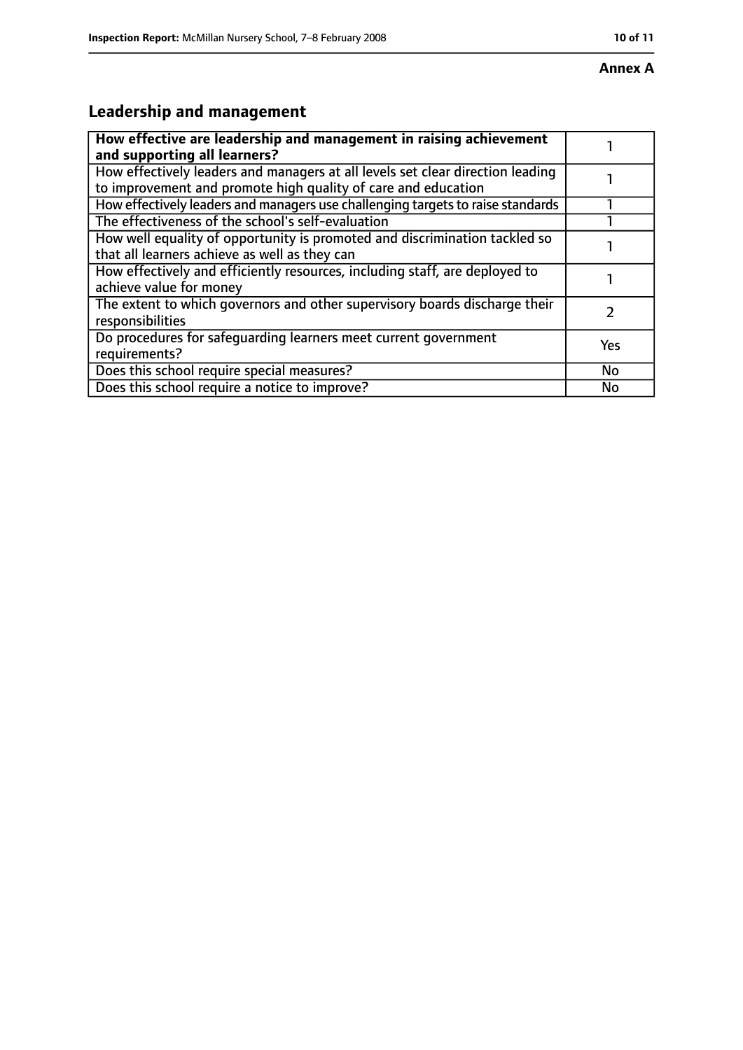**Annex A**

## Leadership and management

| **How effective are leadership and management in raising achievement and supporting all learners?** | 1 |
| --- | --- |
| How effectively leaders and managers at all levels set clear direction leading to improvement and promote high quality of care and education | 1 |
| How effectively leaders and managers use challenging targets to raise standards | 1 |
| The effectiveness of the school's self-evaluation | 1 |
| How well equality of opportunity is promoted and discrimination tackled so that all learners achieve as well as they can | 1 |
| How effectively and efficiently resources, including staff, are deployed to achieve value for money | 1 |
| The extent to which governors and other supervisory boards discharge their responsibilities | 2 |
| Do procedures for safeguarding learners meet current government requirements? | Yes |
| Does this school require special measures? | No |
| Does this school require a notice to improve? | No |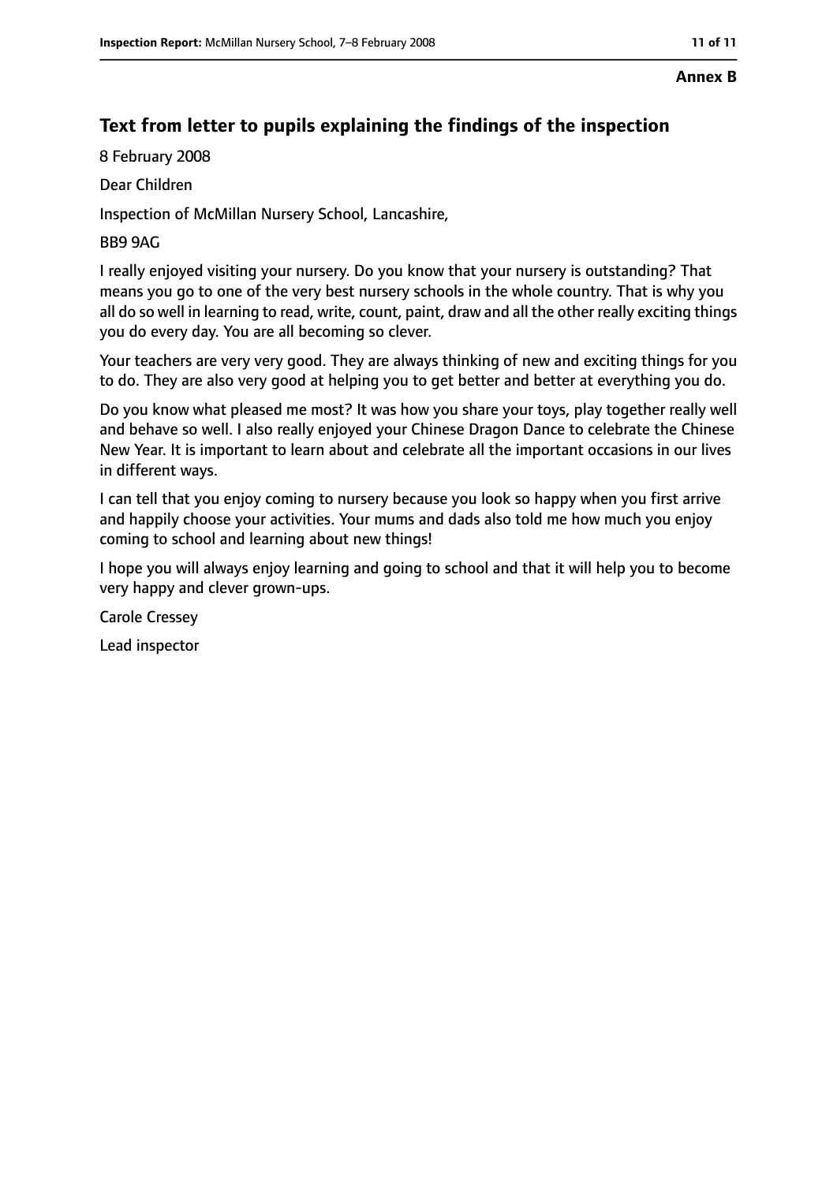**Annex B**

## Text from letter to pupils explaining the findings of the inspection

8 February 2008

Dear Children

Inspection of McMillan Nursery School, Lancashire,

BB9 9AG

I really enjoyed visiting your nursery. Do you know that your nursery is outstanding? That means you go to one of the very best nursery schools in the whole country. That is why you all do so well in learning to read, write, count, paint, draw and all the other really exciting things you do every day. You are all becoming so clever.

Your teachers are very very good. They are always thinking of new and exciting things for you to do. They are also very good at helping you to get better and better at everything you do.

Do you know what pleased me most? It was how you share your toys, play together really well and behave so well. I also really enjoyed your Chinese Dragon Dance to celebrate the Chinese New Year. It is important to learn about and celebrate all the important occasions in our lives in different ways.

I can tell that you enjoy coming to nursery because you look so happy when you first arrive and happily choose your activities. Your mums and dads also told me how much you enjoy coming to school and learning about new things!

I hope you will always enjoy learning and going to school and that it will help you to become very happy and clever grown-ups.

Carole Cressey

Lead inspector